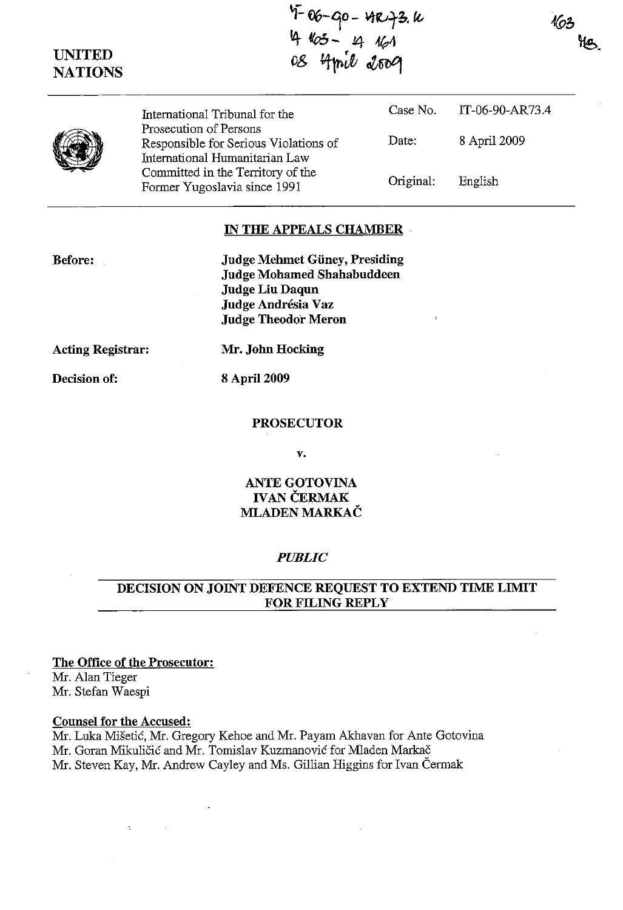IT-06-90-AR73.4
4 163 - 4 161
08 April 2009

163
MS.

UNITED NATIONS

International Tribunal for the Prosecution of Persons Responsible for Serious Violations of International Humanitarian Law Committed in the Territory of the Former Yugoslavia since 1991

| | |
|---|---|
| Case No. | IT-06-90-AR73.4 |
| Date: | 8 April 2009 |
| Original: | English |

## IN THE APPEALS CHAMBER

**Before:**

**Judge Mehmet Güney, Presiding**
**Judge Mohamed Shahabuddeen**
**Judge Liu Daqun**
**Judge Andrésia Vaz**
**Judge Theodor Meron**

**Acting Registrar:** **Mr. John Hocking**

**Decision of:** **8 April 2009**

**PROSECUTOR**

**v.**

**ANTE GOTOVINA**
**IVAN ČERMAK**
**MLADEN MARKAČ**

***PUBLIC***

## DECISION ON JOINT DEFENCE REQUEST TO EXTEND TIME LIMIT FOR FILING REPLY

**The Office of the Prosecutor:**
Mr. Alan Tieger
Mr. Stefan Waespi

**Counsel for the Accused:**
Mr. Luka Mišetić, Mr. Gregory Kehoe and Mr. Payam Akhavan for Ante Gotovina
Mr. Goran Mikuličić and Mr. Tomislav Kuzmanović for Mladen Markač
Mr. Steven Kay, Mr. Andrew Cayley and Ms. Gillian Higgins for Ivan Čermak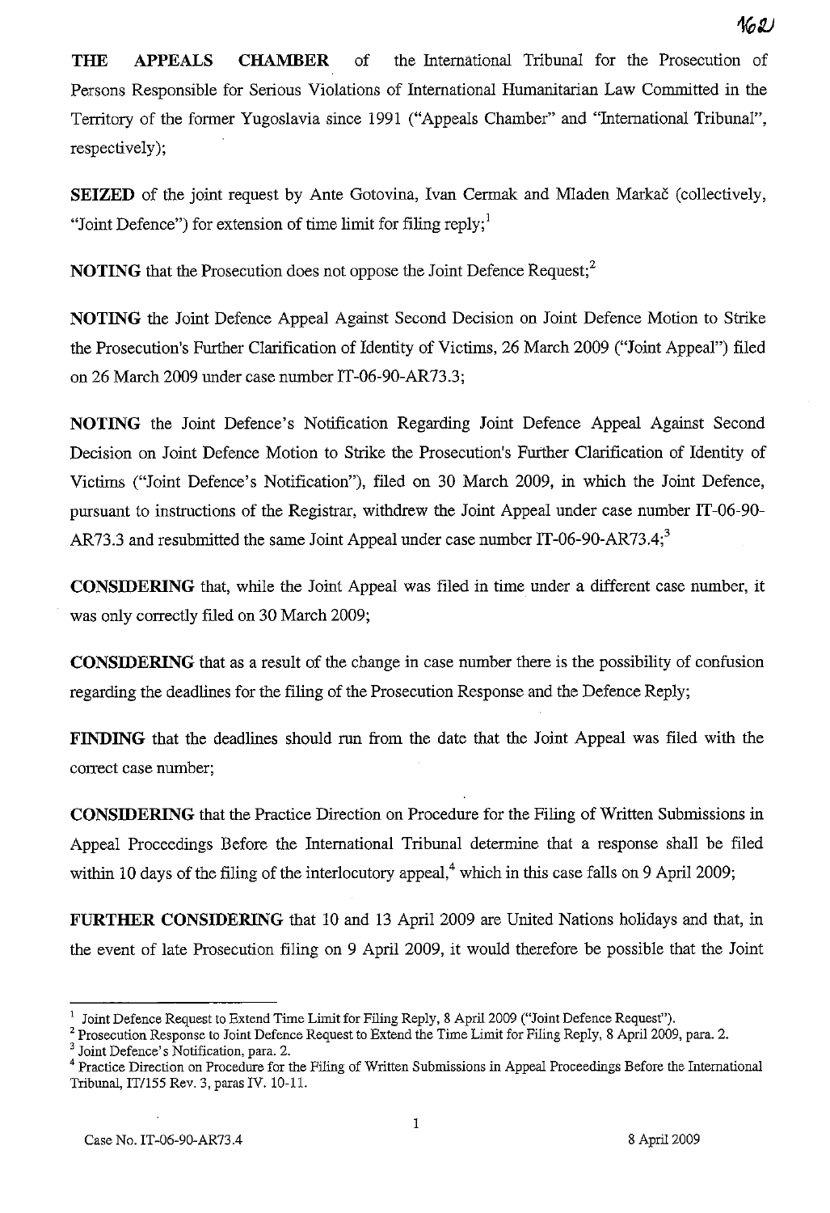**THE APPEALS CHAMBER** of the International Tribunal for the Prosecution of Persons Responsible for Serious Violations of International Humanitarian Law Committed in the Territory of the former Yugoslavia since 1991 ("Appeals Chamber" and "International Tribunal", respectively);

**SEIZED** of the joint request by Ante Gotovina, Ivan Cermak and Mladen Markač (collectively, "Joint Defence") for extension of time limit for filing reply;[1]

**NOTING** that the Prosecution does not oppose the Joint Defence Request;[2]

**NOTING** the Joint Defence Appeal Against Second Decision on Joint Defence Motion to Strike the Prosecution's Further Clarification of Identity of Victims, 26 March 2009 ("Joint Appeal") filed on 26 March 2009 under case number IT-06-90-AR73.3;

**NOTING** the Joint Defence's Notification Regarding Joint Defence Appeal Against Second Decision on Joint Defence Motion to Strike the Prosecution's Further Clarification of Identity of Victims ("Joint Defence's Notification"), filed on 30 March 2009, in which the Joint Defence, pursuant to instructions of the Registrar, withdrew the Joint Appeal under case number IT-06-90-AR73.3 and resubmitted the same Joint Appeal under case number IT-06-90-AR73.4;[3]

**CONSIDERING** that, while the Joint Appeal was filed in time under a different case number, it was only correctly filed on 30 March 2009;

**CONSIDERING** that as a result of the change in case number there is the possibility of confusion regarding the deadlines for the filing of the Prosecution Response and the Defence Reply;

**FINDING** that the deadlines should run from the date that the Joint Appeal was filed with the correct case number;

**CONSIDERING** that the Practice Direction on Procedure for the Filing of Written Submissions in Appeal Proceedings Before the International Tribunal determine that a response shall be filed within 10 days of the filing of the interlocutory appeal,[4] which in this case falls on 9 April 2009;

**FURTHER CONSIDERING** that 10 and 13 April 2009 are United Nations holidays and that, in the event of late Prosecution filing on 9 April 2009, it would therefore be possible that the Joint

---

[1] Joint Defence Request to Extend Time Limit for Filing Reply, 8 April 2009 ("Joint Defence Request").

[2] Prosecution Response to Joint Defence Request to Extend the Time Limit for Filing Reply, 8 April 2009, para. 2.

[3] Joint Defence's Notification, para. 2.

[4] Practice Direction on Procedure for the Filing of Written Submissions in Appeal Proceedings Before the International Tribunal, IT/155 Rev. 3, paras IV. 10-11.

Case No. IT-06-90-AR73.4 8 April 2009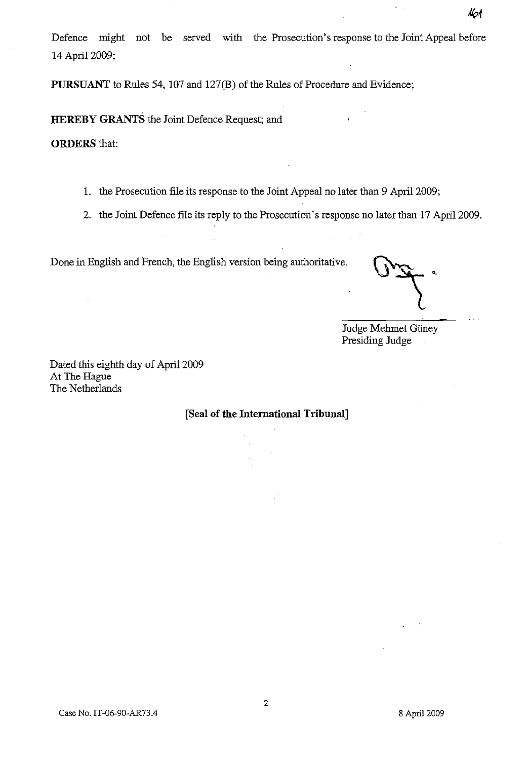Defence might not be served with the Prosecution's response to the Joint Appeal before 14 April 2009;

**PURSUANT** to Rules 54, 107 and 127(B) of the Rules of Procedure and Evidence;

**HEREBY GRANTS** the Joint Defence Request; and

**ORDERS** that:

1. the Prosecution file its response to the Joint Appeal no later than 9 April 2009;
2. the Joint Defence file its reply to the Prosecution's response no later than 17 April 2009.

Done in English and French, the English version being authoritative.

Judge Mehmet Güney
Presiding Judge

Dated this eighth day of April 2009
At The Hague
The Netherlands

**[Seal of the International Tribunal]**